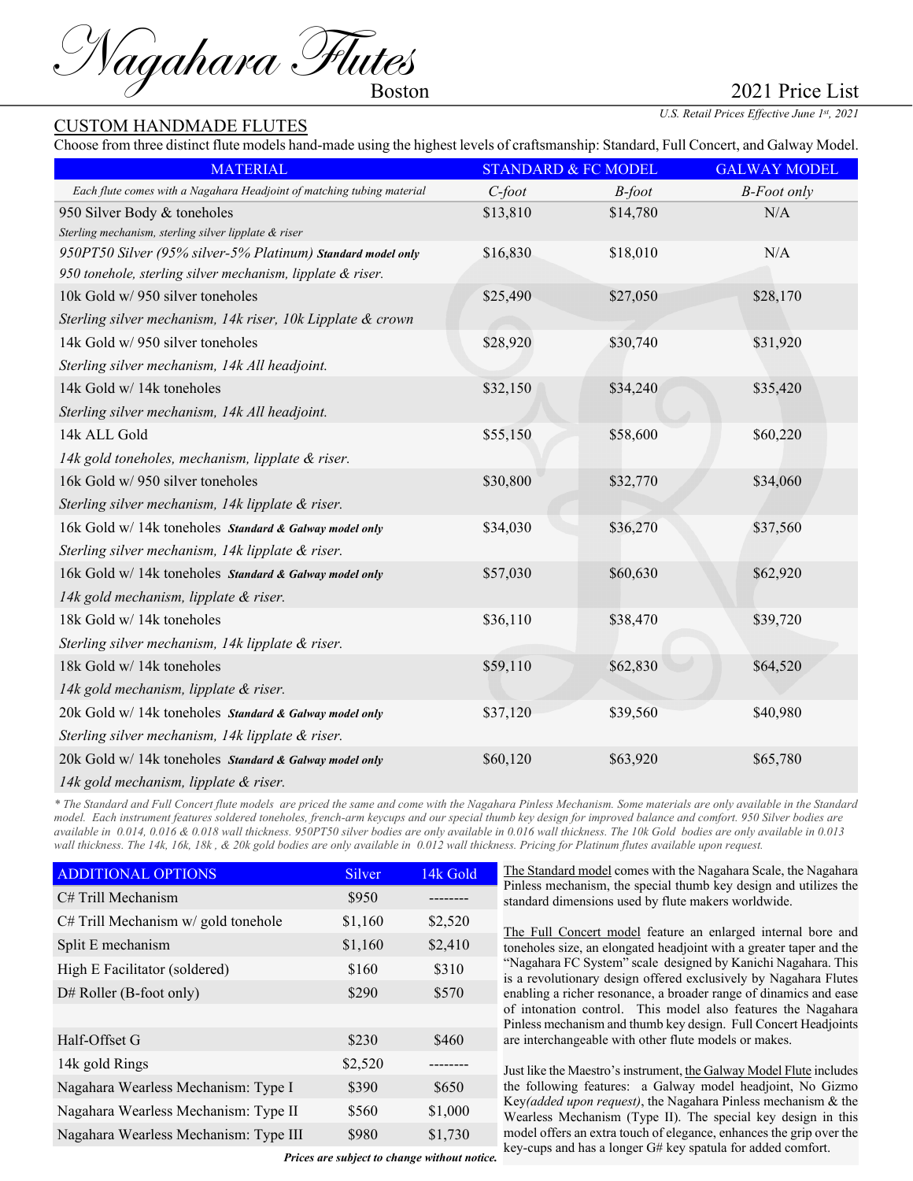# Nagahara Flutes

Boston

2021 Price List

*U.S. Retail Prices Effective June 1st, 2021*

## CUSTOM HANDMADE FLUTES

Choose from three distinct flute models hand-made using the highest levels of craftsmanship: Standard, Full Concert, and Galway Model.

| MATERIAL | STANDARD & FC MODEL | | GALWAY MODEL |
|---|---|---|---|
| *Each flute comes with a Nagahara Headjoint of matching tubing material* | *C-foot* | *B-foot* | *B-Foot only* |
| 950 Silver Body & toneholes<br>*Sterling mechanism, sterling silver lipplate & riser* | $13,810 | $14,780 | N/A |
| *950PT50 Silver (95% silver-5% Platinum)* ***Standard model only***<br>*950 tonehole, sterling silver mechanism, lipplate & riser.* | $16,830 | $18,010 | N/A |
| 10k Gold w/ 950 silver toneholes<br>*Sterling silver mechanism, 14k riser, 10k Lipplate & crown* | $25,490 | $27,050 | $28,170 |
| 14k Gold w/ 950 silver toneholes<br>*Sterling silver mechanism, 14k All headjoint.* | $28,920 | $30,740 | $31,920 |
| 14k Gold w/ 14k toneholes<br>*Sterling silver mechanism, 14k All headjoint.* | $32,150 | $34,240 | $35,420 |
| 14k ALL Gold<br>*14k gold toneholes, mechanism, lipplate & riser.* | $55,150 | $58,600 | $60,220 |
| 16k Gold w/ 950 silver toneholes<br>*Sterling silver mechanism, 14k lipplate & riser.* | $30,800 | $32,770 | $34,060 |
| 16k Gold w/ 14k toneholes ***Standard & Galway model only***<br>*Sterling silver mechanism, 14k lipplate & riser.* | $34,030 | $36,270 | $37,560 |
| 16k Gold w/ 14k toneholes ***Standard & Galway model only***<br>*14k gold mechanism, lipplate & riser.* | $57,030 | $60,630 | $62,920 |
| 18k Gold w/ 14k toneholes<br>*Sterling silver mechanism, 14k lipplate & riser.* | $36,110 | $38,470 | $39,720 |
| 18k Gold w/ 14k toneholes<br>*14k gold mechanism, lipplate & riser.* | $59,110 | $62,830 | $64,520 |
| 20k Gold w/ 14k toneholes ***Standard & Galway model only***<br>*Sterling silver mechanism, 14k lipplate & riser.* | $37,120 | $39,560 | $40,980 |
| 20k Gold w/ 14k toneholes ***Standard & Galway model only***<br>*14k gold mechanism, lipplate & riser.* | $60,120 | $63,920 | $65,780 |

*\* The Standard and Full Concert flute models are priced the same and come with the Nagahara Pinless Mechanism. Some materials are only available in the Standard model. Each instrument features soldered toneholes, french-arm keycups and our special thumb key design for improved balance and comfort. 950 Silver bodies are available in 0.014, 0.016 & 0.018 wall thickness. 950PT50 silver bodies are only available in 0.016 wall thickness. The 10k Gold bodies are only available in 0.013 wall thickness. The 14k, 16k, 18k , & 20k gold bodies are only available in 0.012 wall thickness. Pricing for Platinum flutes available upon request.*

| ADDITIONAL OPTIONS | Silver | 14k Gold |
|---|---|---|
| C# Trill Mechanism | $950 | -------- |
| C# Trill Mechanism w/ gold tonehole | $1,160 | $2,520 |
| Split E mechanism | $1,160 | $2,410 |
| High E Facilitator (soldered) | $160 | $310 |
| D# Roller (B-foot only) | $290 | $570 |
| | | |
| Half-Offset G | $230 | $460 |
| 14k gold Rings | $2,520 | -------- |
| Nagahara Wearless Mechanism: Type I | $390 | $650 |
| Nagahara Wearless Mechanism: Type II | $560 | $1,000 |
| Nagahara Wearless Mechanism: Type III | $980 | $1,730 |

***Prices are subject to change without notice.***

The Standard model comes with the Nagahara Scale, the Nagahara Pinless mechanism, the special thumb key design and utilizes the standard dimensions used by flute makers worldwide.

The Full Concert model feature an enlarged internal bore and toneholes size, an elongated headjoint with a greater taper and the "Nagahara FC System" scale designed by Kanichi Nagahara. This is a revolutionary design offered exclusively by Nagahara Flutes enabling a richer resonance, a broader range of dynamics and ease of intonation control. This model also features the Nagahara Pinless mechanism and thumb key design. Full Concert Headjoints are interchangeable with other flute models or makes.

Just like the Maestro's instrument, the Galway Model Flute includes the following features: a Galway model headjoint, No Gizmo Key *(added upon request)*, the Nagahara Pinless mechanism & the Wearless Mechanism (Type II). The special key design in this model offers an extra touch of elegance, enhances the grip over the key-cups and has a longer G# key spatula for added comfort.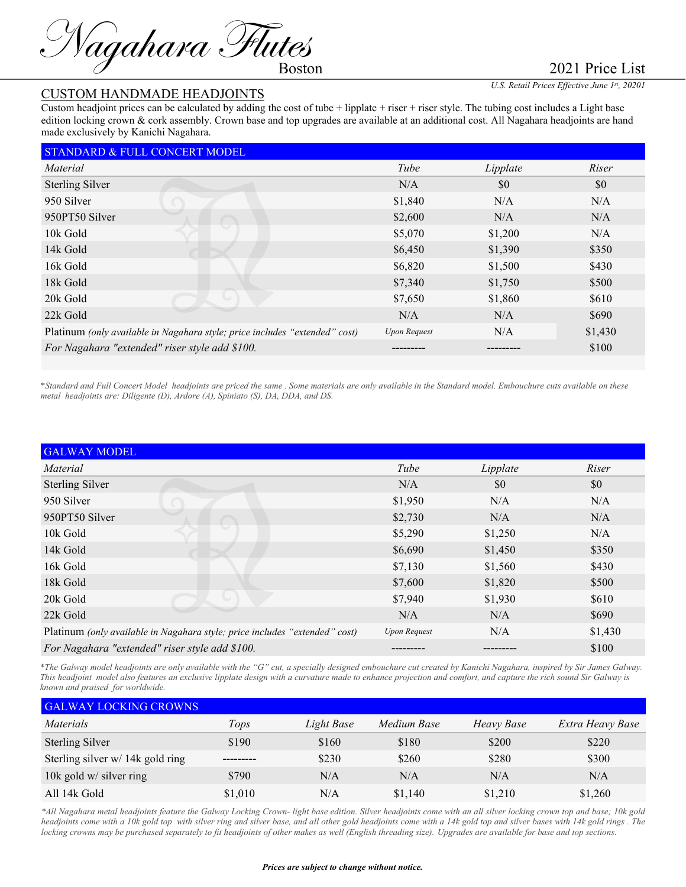# Nagahara Flutes

Boston

2021 Price List

*U.S. Retail Prices Effective June 1st, 20201*

## CUSTOM HANDMADE HEADJOINTS

Custom headjoint prices can be calculated by adding the cost of tube + lipplate + riser + riser style. The tubing cost includes a Light base edition locking crown & cork assembly. Crown base and top upgrades are available at an additional cost. All Nagahara headjoints are hand made exclusively by Kanichi Nagahara.

| STANDARD & FULL CONCERT MODEL | | | |
|---|---|---|---|
| *Material* | *Tube* | *Lipplate* | *Riser* |
| Sterling Silver | N/A | $0 | $0 |
| 950 Silver | $1,840 | N/A | N/A |
| 950PT50 Silver | $2,600 | N/A | N/A |
| 10k Gold | $5,070 | $1,200 | N/A |
| 14k Gold | $6,450 | $1,390 | $350 |
| 16k Gold | $6,820 | $1,500 | $430 |
| 18k Gold | $7,340 | $1,750 | $500 |
| 20k Gold | $7,650 | $1,860 | $610 |
| 22k Gold | N/A | N/A | $690 |
| Platinum *(only available in Nagahara style; price includes "extended" cost)* | *Upon Request* | N/A | $1,430 |
| *For Nagahara "extended" riser style add $100.* | --------- | --------- | $100 |

*Standard and Full Concert Model headjoints are priced the same . Some materials are only available in the Standard model. Embouchure cuts available on these metal headjoints are: Diligente (D), Ardore (A), Spiniato (S), DA, DDA, and DS.*

| GALWAY MODEL | | | |
|---|---|---|---|
| *Material* | *Tube* | *Lipplate* | *Riser* |
| Sterling Silver | N/A | $0 | $0 |
| 950 Silver | $1,950 | N/A | N/A |
| 950PT50 Silver | $2,730 | N/A | N/A |
| 10k Gold | $5,290 | $1,250 | N/A |
| 14k Gold | $6,690 | $1,450 | $350 |
| 16k Gold | $7,130 | $1,560 | $430 |
| 18k Gold | $7,600 | $1,820 | $500 |
| 20k Gold | $7,940 | $1,930 | $610 |
| 22k Gold | N/A | N/A | $690 |
| Platinum *(only available in Nagahara style; price includes "extended" cost)* | *Upon Request* | N/A | $1,430 |
| *For Nagahara "extended" riser style add $100.* | --------- | --------- | $100 |

*The Galway model headjoints are only available with the "G" cut, a specially designed embouchure cut created by Kanichi Nagahara, inspired by Sir James Galway. This headjoint model also features an exclusive lipplate design with a curvature made to enhance projection and comfort, and capture the rich sound Sir Galway is known and praised for worldwide.*

| GALWAY LOCKING CROWNS | | | | | |
|---|---|---|---|---|---|
| *Materials* | *Tops* | *Light Base* | *Medium Base* | *Heavy Base* | *Extra Heavy Base* |
| Sterling Silver | $190 | $160 | $180 | $200 | $220 |
| Sterling silver w/ 14k gold ring | --------- | $230 | $260 | $280 | $300 |
| 10k gold w/ silver ring | $790 | N/A | N/A | N/A | N/A |
| All 14k Gold | $1,010 | N/A | $1,140 | $1,210 | $1,260 |

*All Nagahara metal headjoints feature the Galway Locking Crown- light base edition. Silver headjoints come with an all silver locking crown top and base; 10k gold headjoints come with a 10k gold top with silver ring and silver base, and all other gold headjoints come with a 14k gold top and silver bases with 14k gold rings . The locking crowns may be purchased separately to fit headjoints of other makes as well (English threading size). Upgrades are available for base and top sections.*

***Prices are subject to change without notice.***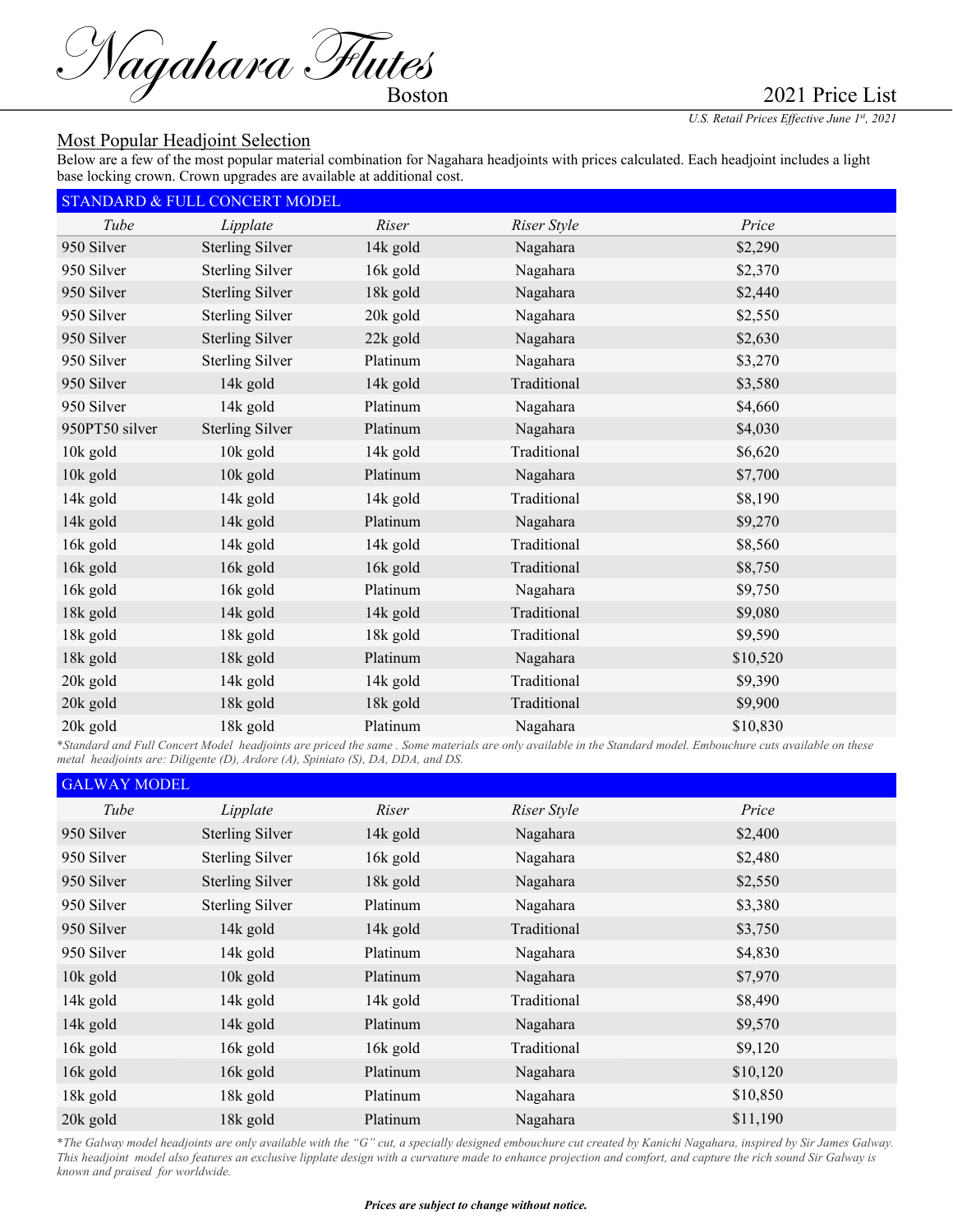# Nagahara Flutes

Boston

2021 Price List

*U.S. Retail Prices Effective June 1st, 2021*

## Most Popular Headjoint Selection

Below are a few of the most popular material combination for Nagahara headjoints with prices calculated. Each headjoint includes a light base locking crown. Crown upgrades are available at additional cost.

### STANDARD & FULL CONCERT MODEL

| *Tube* | *Lipplate* | *Riser* | *Riser Style* | *Price* |
|---|---|---|---|---|
| 950 Silver | Sterling Silver | 14k gold | Nagahara | $2,290 |
| 950 Silver | Sterling Silver | 16k gold | Nagahara | $2,370 |
| 950 Silver | Sterling Silver | 18k gold | Nagahara | $2,440 |
| 950 Silver | Sterling Silver | 20k gold | Nagahara | $2,550 |
| 950 Silver | Sterling Silver | 22k gold | Nagahara | $2,630 |
| 950 Silver | Sterling Silver | Platinum | Nagahara | $3,270 |
| 950 Silver | 14k gold | 14k gold | Traditional | $3,580 |
| 950 Silver | 14k gold | Platinum | Nagahara | $4,660 |
| 950PT50 silver | Sterling Silver | Platinum | Nagahara | $4,030 |
| 10k gold | 10k gold | 14k gold | Traditional | $6,620 |
| 10k gold | 10k gold | Platinum | Nagahara | $7,700 |
| 14k gold | 14k gold | 14k gold | Traditional | $8,190 |
| 14k gold | 14k gold | Platinum | Nagahara | $9,270 |
| 16k gold | 14k gold | 14k gold | Traditional | $8,560 |
| 16k gold | 16k gold | 16k gold | Traditional | $8,750 |
| 16k gold | 16k gold | Platinum | Nagahara | $9,750 |
| 18k gold | 14k gold | 14k gold | Traditional | $9,080 |
| 18k gold | 18k gold | 18k gold | Traditional | $9,590 |
| 18k gold | 18k gold | Platinum | Nagahara | $10,520 |
| 20k gold | 14k gold | 14k gold | Traditional | $9,390 |
| 20k gold | 18k gold | 18k gold | Traditional | $9,900 |
| 20k gold | 18k gold | Platinum | Nagahara | $10,830 |

*\*Standard and Full Concert Model headjoints are priced the same . Some materials are only available in the Standard model. Embouchure cuts available on these metal headjoints are: Diligente (D), Ardore (A), Spiniato (S), DA, DDA, and DS.*

### GALWAY MODEL

| *Tube* | *Lipplate* | *Riser* | *Riser Style* | *Price* |
|---|---|---|---|---|
| 950 Silver | Sterling Silver | 14k gold | Nagahara | $2,400 |
| 950 Silver | Sterling Silver | 16k gold | Nagahara | $2,480 |
| 950 Silver | Sterling Silver | 18k gold | Nagahara | $2,550 |
| 950 Silver | Sterling Silver | Platinum | Nagahara | $3,380 |
| 950 Silver | 14k gold | 14k gold | Traditional | $3,750 |
| 950 Silver | 14k gold | Platinum | Nagahara | $4,830 |
| 10k gold | 10k gold | Platinum | Nagahara | $7,970 |
| 14k gold | 14k gold | 14k gold | Traditional | $8,490 |
| 14k gold | 14k gold | Platinum | Nagahara | $9,570 |
| 16k gold | 16k gold | 16k gold | Traditional | $9,120 |
| 16k gold | 16k gold | Platinum | Nagahara | $10,120 |
| 18k gold | 18k gold | Platinum | Nagahara | $10,850 |
| 20k gold | 18k gold | Platinum | Nagahara | $11,190 |

*\*The Galway model headjoints are only available with the "G" cut, a specially designed embouchure cut created by Kanichi Nagahara, inspired by Sir James Galway. This headjoint model also features an exclusive lipplate design with a curvature made to enhance projection and comfort, and capture the rich sound Sir Galway is known and praised for worldwide.*

***Prices are subject to change without notice.***